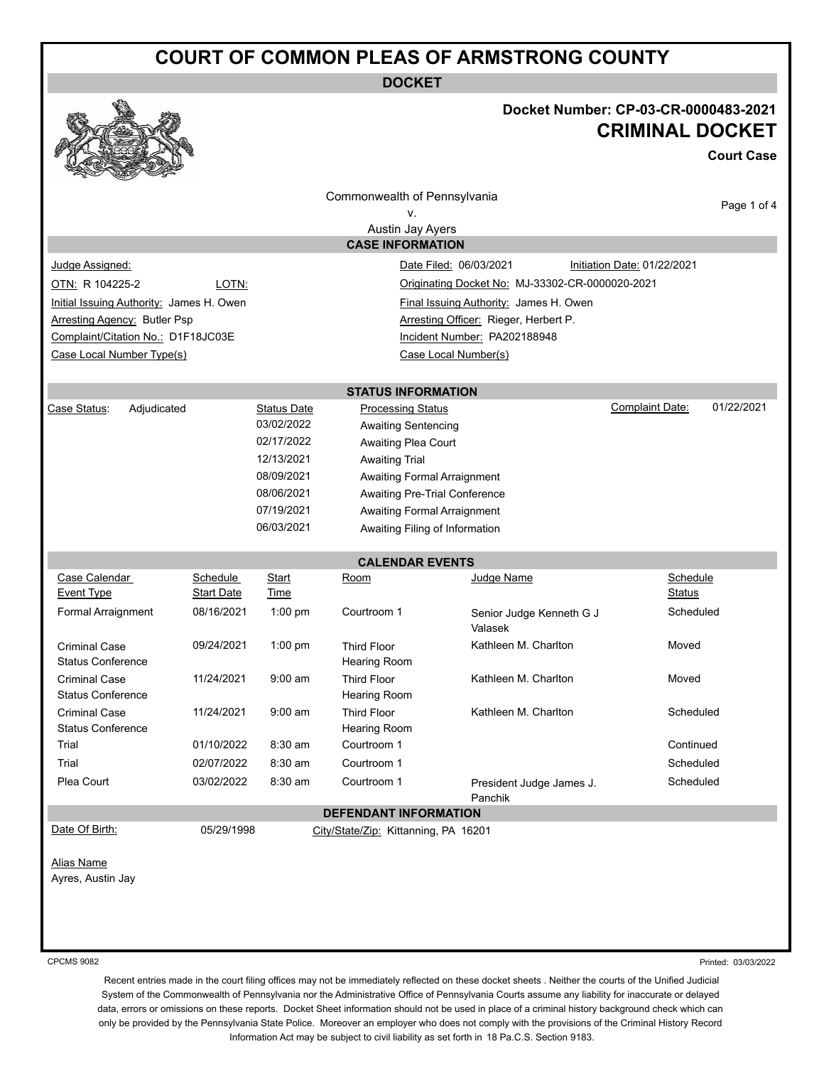# COURT OF COMMON PLEAS OF ARMSTRONG COUNTY

## DOCKET

**Docket Number: CP-03-CR-0000483-2021**

**CRIMINAL DOCKET**

**Court Case**

Commonwealth of Pennsylvania
v.
Austin Jay Ayers

### CASE INFORMATION

| | | | |
|---|---|---|---|
| Judge Assigned: | | Date Filed: 06/03/2021 | Initiation Date: 01/22/2021 |
| OTN: R 104225-2 | LOTN: | Originating Docket No: MJ-33302-CR-0000020-2021 | |
| Initial Issuing Authority: James H. Owen | | Final Issuing Authority: James H. Owen | |
| Arresting Agency: Butler Psp | | Arresting Officer: Rieger, Herbert P. | |
| Complaint/Citation No.: D1F18JC03E | | Incident Number: PA202188948 | |
| Case Local Number Type(s) | | Case Local Number(s) | |

### STATUS INFORMATION

Case Status: Adjudicated

Complaint Date: 01/22/2021

| Status Date | Processing Status |
|---|---|
| 03/02/2022 | Awaiting Sentencing |
| 02/17/2022 | Awaiting Plea Court |
| 12/13/2021 | Awaiting Trial |
| 08/09/2021 | Awaiting Formal Arraignment |
| 08/06/2021 | Awaiting Pre-Trial Conference |
| 07/19/2021 | Awaiting Formal Arraignment |
| 06/03/2021 | Awaiting Filing of Information |

### CALENDAR EVENTS

| Case Calendar Event Type | Schedule Start Date | Start Time | Room | Judge Name | Schedule Status |
|---|---|---|---|---|---|
| Formal Arraignment | 08/16/2021 | 1:00 pm | Courtroom 1 | Senior Judge Kenneth G J Valasek | Scheduled |
| Criminal Case Status Conference | 09/24/2021 | 1:00 pm | Third Floor Hearing Room | Kathleen M. Charlton | Moved |
| Criminal Case Status Conference | 11/24/2021 | 9:00 am | Third Floor Hearing Room | Kathleen M. Charlton | Moved |
| Criminal Case Status Conference | 11/24/2021 | 9:00 am | Third Floor Hearing Room | Kathleen M. Charlton | Scheduled |
| Trial | 01/10/2022 | 8:30 am | Courtroom 1 | | Continued |
| Trial | 02/07/2022 | 8:30 am | Courtroom 1 | | Scheduled |
| Plea Court | 03/02/2022 | 8:30 am | Courtroom 1 | President Judge James J. Panchik | Scheduled |

### DEFENDANT INFORMATION

Date Of Birth: 05/29/1998    City/State/Zip: Kittanning, PA 16201

Alias Name

Ayres, Austin Jay

CPCMS 9082    Printed: 03/03/2022

Recent entries made in the court filing offices may not be immediately reflected on these docket sheets . Neither the courts of the Unified Judicial System of the Commonwealth of Pennsylvania nor the Administrative Office of Pennsylvania Courts assume any liability for inaccurate or delayed data, errors or omissions on these reports. Docket Sheet information should not be used in place of a criminal history background check which can only be provided by the Pennsylvania State Police. Moreover an employer who does not comply with the provisions of the Criminal History Record Information Act may be subject to civil liability as set forth in 18 Pa.C.S. Section 9183.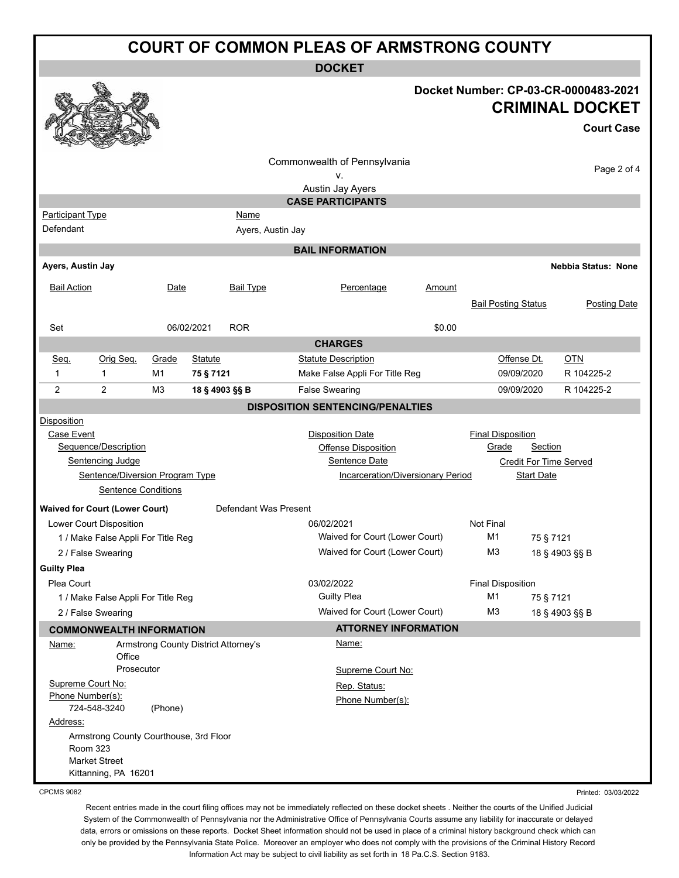# COURT OF COMMON PLEAS OF ARMSTRONG COUNTY

## DOCKET

**Docket Number: CP-03-CR-0000483-2021**

**CRIMINAL DOCKET**

**Court Case**

Commonwealth of Pennsylvania
v.
Austin Jay Ayers

### CASE PARTICIPANTS

| Participant Type | Name |
|---|---|
| Defendant | Ayers, Austin Jay |

### BAIL INFORMATION

**Ayers, Austin Jay** — **Nebbia Status: None**

| Bail Action | Date | Bail Type | Percentage | Amount | Bail Posting Status | Posting Date |
|---|---|---|---|---|---|---|
| Set | 06/02/2021 | ROR | | $0.00 | | |

### CHARGES

| Seq. | Orig Seq. | Grade | Statute | Statute Description | Offense Dt. | OTN |
|---|---|---|---|---|---|---|
| 1 | 1 | M1 | **75 § 7121** | Make False Appli For Title Reg | 09/09/2020 | R 104225-2 |
| 2 | 2 | M3 | **18 § 4903 §§ B** | False Swearing | 09/09/2020 | R 104225-2 |

### DISPOSITION SENTENCING/PENALTIES

Disposition
- Case Event
  - Sequence/Description
    - Sentencing Judge
      - Sentence/Diversion Program Type
        - Sentence Conditions

Disposition Date / Offense Disposition / Sentence Date / Incarceration/Diversionary Period
Final Disposition / Grade / Section / Credit For Time Served / Start Date

**Waived for Court (Lower Court)** — Defendant Was Present

| Case Event | Disposition Date / Offense Disposition | Final Disposition / Grade | Section |
|---|---|---|---|
| Lower Court Disposition | 06/02/2021 | Not Final | |
| 1 / Make False Appli For Title Reg | Waived for Court (Lower Court) | M1 | 75 § 7121 |
| 2 / False Swearing | Waived for Court (Lower Court) | M3 | 18 § 4903 §§ B |

**Guilty Plea**

| Case Event | Disposition Date / Offense Disposition | Final Disposition / Grade | Section |
|---|---|---|---|
| Plea Court | 03/02/2022 | Final Disposition | |
| 1 / Make False Appli For Title Reg | Guilty Plea | M1 | 75 § 7121 |
| 2 / False Swearing | Waived for Court (Lower Court) | M3 | 18 § 4903 §§ B |

### COMMONWEALTH INFORMATION

Name: Armstrong County District Attorney's Office
Prosecutor

Supreme Court No:

Phone Number(s):
724-548-3240 (Phone)

Address:
Armstrong County Courthouse, 3rd Floor
Room 323
Market Street
Kittanning, PA 16201

### ATTORNEY INFORMATION

Name:

Supreme Court No:

Rep. Status:

Phone Number(s):

CPCMS 9082

Printed: 03/03/2022

Recent entries made in the court filing offices may not be immediately reflected on these docket sheets . Neither the courts of the Unified Judicial System of the Commonwealth of Pennsylvania nor the Administrative Office of Pennsylvania Courts assume any liability for inaccurate or delayed data, errors or omissions on these reports. Docket Sheet information should not be used in place of a criminal history background check which can only be provided by the Pennsylvania State Police. Moreover an employer who does not comply with the provisions of the Criminal History Record Information Act may be subject to civil liability as set forth in 18 Pa.C.S. Section 9183.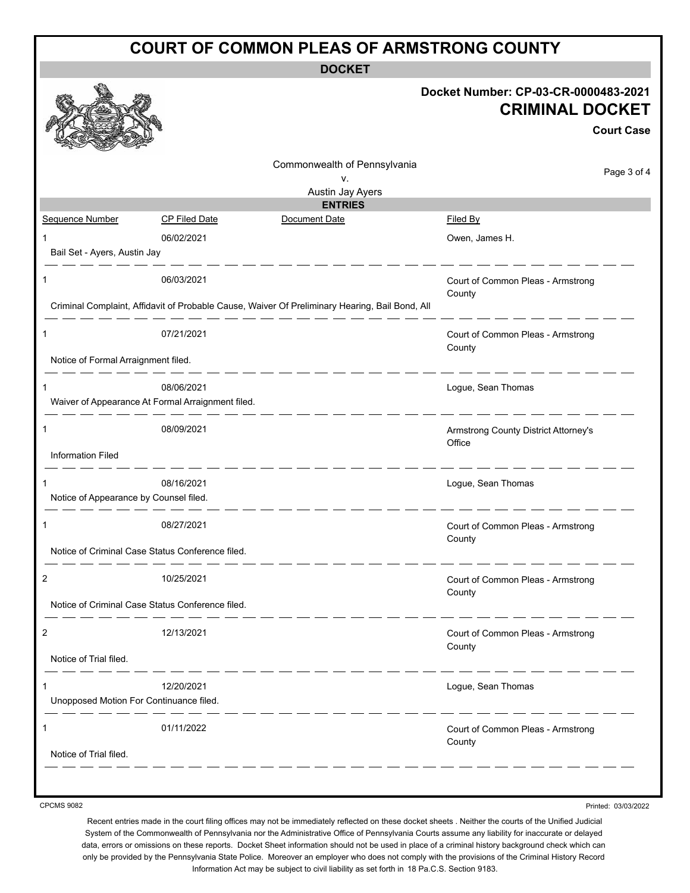# COURT OF COMMON PLEAS OF ARMSTRONG COUNTY

**DOCKET**

**Docket Number: CP-03-CR-0000483-2021**

## CRIMINAL DOCKET

**Court Case**

Commonwealth of Pennsylvania
v.
Austin Jay Ayers

**ENTRIES**

| Sequence Number | CP Filed Date | Document Date | Filed By |
|---|---|---|---|
| 1 | 06/02/2021 | | Owen, James H. |
| Bail Set - Ayers, Austin Jay | | | |
| 1 | 06/03/2021 | | Court of Common Pleas - Armstrong County |
| Criminal Complaint, Affidavit of Probable Cause, Waiver Of Preliminary Hearing, Bail Bond, All | | | |
| 1 | 07/21/2021 | | Court of Common Pleas - Armstrong County |
| Notice of Formal Arraignment filed. | | | |
| 1 | 08/06/2021 | | Logue, Sean Thomas |
| Waiver of Appearance At Formal Arraignment filed. | | | |
| 1 | 08/09/2021 | | Armstrong County District Attorney's Office |
| Information Filed | | | |
| 1 | 08/16/2021 | | Logue, Sean Thomas |
| Notice of Appearance by Counsel filed. | | | |
| 1 | 08/27/2021 | | Court of Common Pleas - Armstrong County |
| Notice of Criminal Case Status Conference filed. | | | |
| 2 | 10/25/2021 | | Court of Common Pleas - Armstrong County |
| Notice of Criminal Case Status Conference filed. | | | |
| 2 | 12/13/2021 | | Court of Common Pleas - Armstrong County |
| Notice of Trial filed. | | | |
| 1 | 12/20/2021 | | Logue, Sean Thomas |
| Unopposed Motion For Continuance filed. | | | |
| 1 | 01/11/2022 | | Court of Common Pleas - Armstrong County |
| Notice of Trial filed. | | | |

CPCMS 9082

Printed: 03/03/2022

Recent entries made in the court filing offices may not be immediately reflected on these docket sheets . Neither the courts of the Unified Judicial System of the Commonwealth of Pennsylvania nor the Administrative Office of Pennsylvania Courts assume any liability for inaccurate or delayed data, errors or omissions on these reports. Docket Sheet information should not be used in place of a criminal history background check which can only be provided by the Pennsylvania State Police. Moreover an employer who does not comply with the provisions of the Criminal History Record Information Act may be subject to civil liability as set forth in 18 Pa.C.S. Section 9183.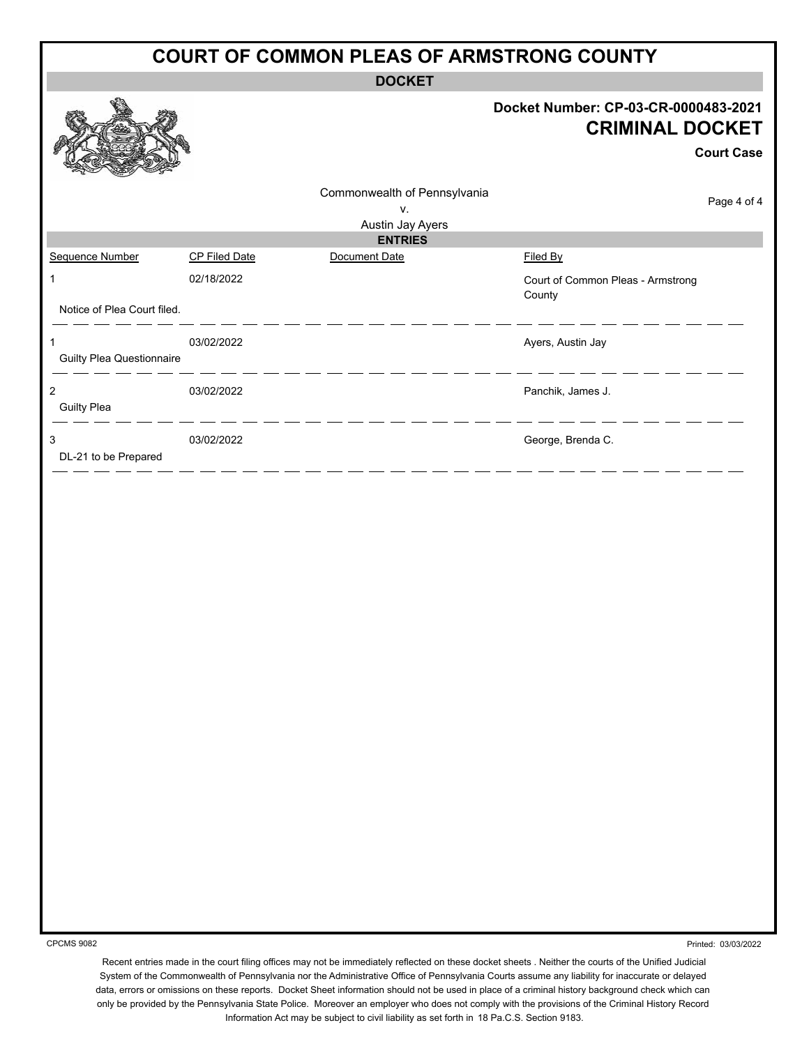# COURT OF COMMON PLEAS OF ARMSTRONG COUNTY

**DOCKET**

**Docket Number: CP-03-CR-0000483-2021**

**CRIMINAL DOCKET**

**Court Case**

Commonwealth of Pennsylvania
v.
Austin Jay Ayers

**ENTRIES**

| Sequence Number | CP Filed Date | Document Date | Filed By |
|---|---|---|---|
| 1 | 02/18/2022 | | Court of Common Pleas - Armstrong County |
| Notice of Plea Court filed. | | | |
| 1 | 03/02/2022 | | Ayers, Austin Jay |
| Guilty Plea Questionnaire | | | |
| 2 | 03/02/2022 | | Panchik, James J. |
| Guilty Plea | | | |
| 3 | 03/02/2022 | | George, Brenda C. |
| DL-21 to be Prepared | | | |

CPCMS 9082

Printed: 03/03/2022

Recent entries made in the court filing offices may not be immediately reflected on these docket sheets . Neither the courts of the Unified Judicial System of the Commonwealth of Pennsylvania nor the Administrative Office of Pennsylvania Courts assume any liability for inaccurate or delayed data, errors or omissions on these reports. Docket Sheet information should not be used in place of a criminal history background check which can only be provided by the Pennsylvania State Police. Moreover an employer who does not comply with the provisions of the Criminal History Record Information Act may be subject to civil liability as set forth in 18 Pa.C.S. Section 9183.